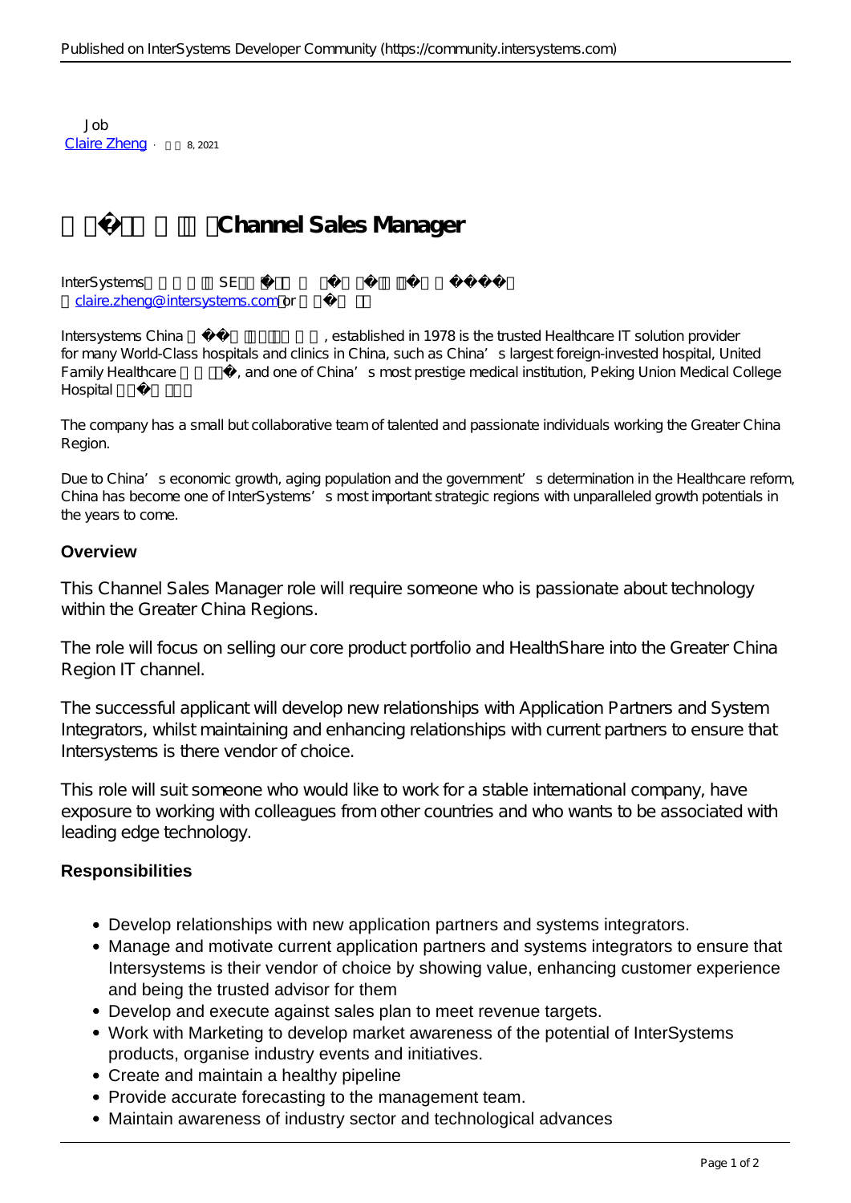Job
Claire Zheng · 8, 2021

# Channel Sales Manager

InterSystems SE
claire.zheng@intersystems.com or

Intersystems China, established in 1978 is the trusted Healthcare IT solution provider for many World-Class hospitals and clinics in China, such as China's largest foreign-invested hospital, United Family Healthcare, and one of China's most prestige medical institution, Peking Union Medical College Hospital

The company has a small but collaborative team of talented and passionate individuals working the Greater China Region.

Due to China's economic growth, aging population and the government's determination in the Healthcare reform, China has become one of InterSystems' s most important strategic regions with unparalleled growth potentials in the years to come.

### Overview

This Channel Sales Manager role will require someone who is passionate about technology within the Greater China Regions.

The role will focus on selling our core product portfolio and HealthShare into the Greater China Region IT channel.

The successful applicant will develop new relationships with Application Partners and System Integrators, whilst maintaining and enhancing relationships with current partners to ensure that Intersystems is there vendor of choice.

This role will suit someone who would like to work for a stable international company, have exposure to working with colleagues from other countries and who wants to be associated with leading edge technology.

### Responsibilities

- Develop relationships with new application partners and systems integrators.
- Manage and motivate current application partners and systems integrators to ensure that Intersystems is their vendor of choice by showing value, enhancing customer experience and being the trusted advisor for them
- Develop and execute against sales plan to meet revenue targets.
- Work with Marketing to develop market awareness of the potential of InterSystems products, organise industry events and initiatives.
- Create and maintain a healthy pipeline
- Provide accurate forecasting to the management team.
- Maintain awareness of industry sector and technological advances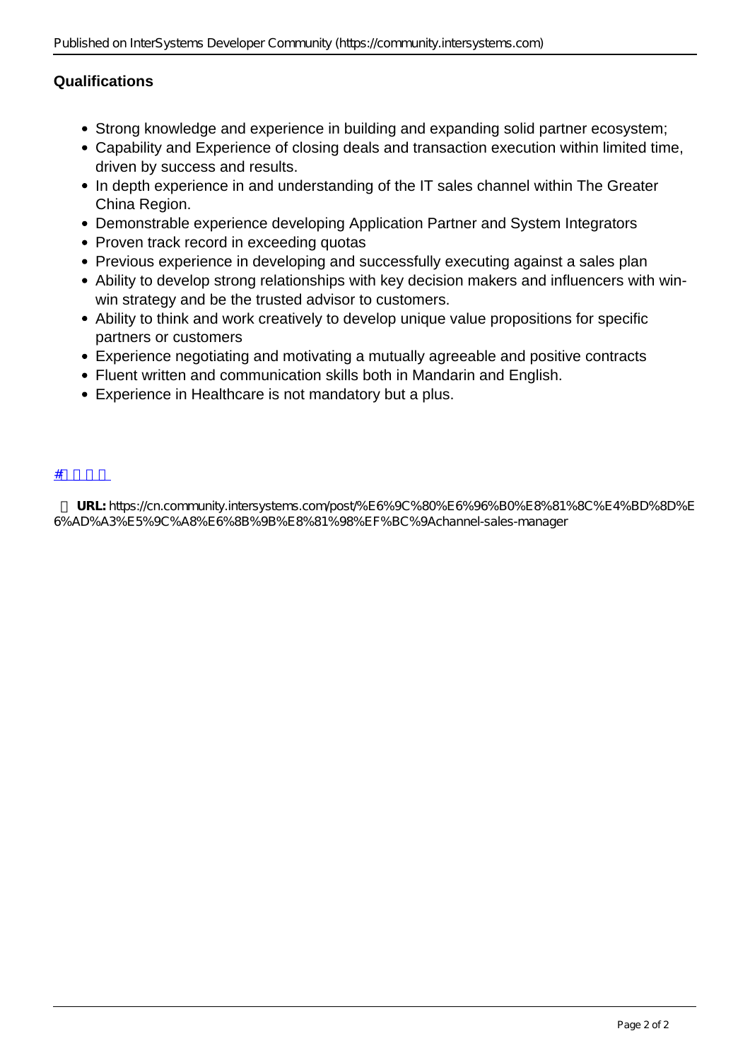**Qualifications**

- Strong knowledge and experience in building and expanding solid partner ecosystem;
- Capability and Experience of closing deals and transaction execution within limited time, driven by success and results.
- In depth experience in and understanding of the IT sales channel within The Greater China Region.
- Demonstrable experience developing Application Partner and System Integrators
- Proven track record in exceeding quotas
- Previous experience in developing and successfully executing against a sales plan
- Ability to develop strong relationships with key decision makers and influencers with win-win strategy and be the trusted advisor to customers.
- Ability to think and work creatively to develop unique value propositions for specific partners or customers
- Experience negotiating and motivating a mutually agreeable and positive contracts
- Fluent written and communication skills both in Mandarin and English.
- Experience in Healthcare is not mandatory but a plus.

#

**URL:** https://cn.community.intersystems.com/post/%E6%9C%80%E6%96%B0%E8%81%8C%E4%BD%8D%E6%AD%A3%E5%9C%A8%E6%8B%9B%E8%81%98%EF%BC%9Achannel-sales-manager